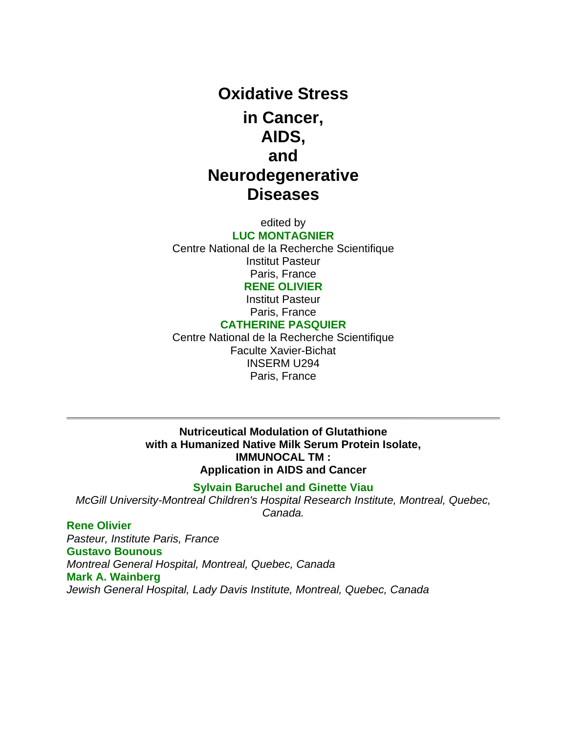# Oxidative Stress in Cancer, AIDS, and Neurodegenerative Diseases

edited by

**LUC MONTAGNIER**
Centre National de la Recherche Scientifique
Institut Pasteur
Paris, France

**RENE OLIVIER**
Institut Pasteur
Paris, France

**CATHERINE PASQUIER**
Centre National de la Recherche Scientifique
Faculte Xavier-Bichat
INSERM U294
Paris, France

---

## Nutriceutical Modulation of Glutathione with a Humanized Native Milk Serum Protein Isolate, IMMUNOCAL TM : Application in AIDS and Cancer

**Sylvain Baruchel and Ginette Viau**
*McGill University-Montreal Children's Hospital Research Institute, Montreal, Quebec, Canada.*

**Rene Olivier**
*Pasteur, Institute Paris, France*

**Gustavo Bounous**
*Montreal General Hospital, Montreal, Quebec, Canada*

**Mark A. Wainberg**
*Jewish General Hospital, Lady Davis Institute, Montreal, Quebec, Canada*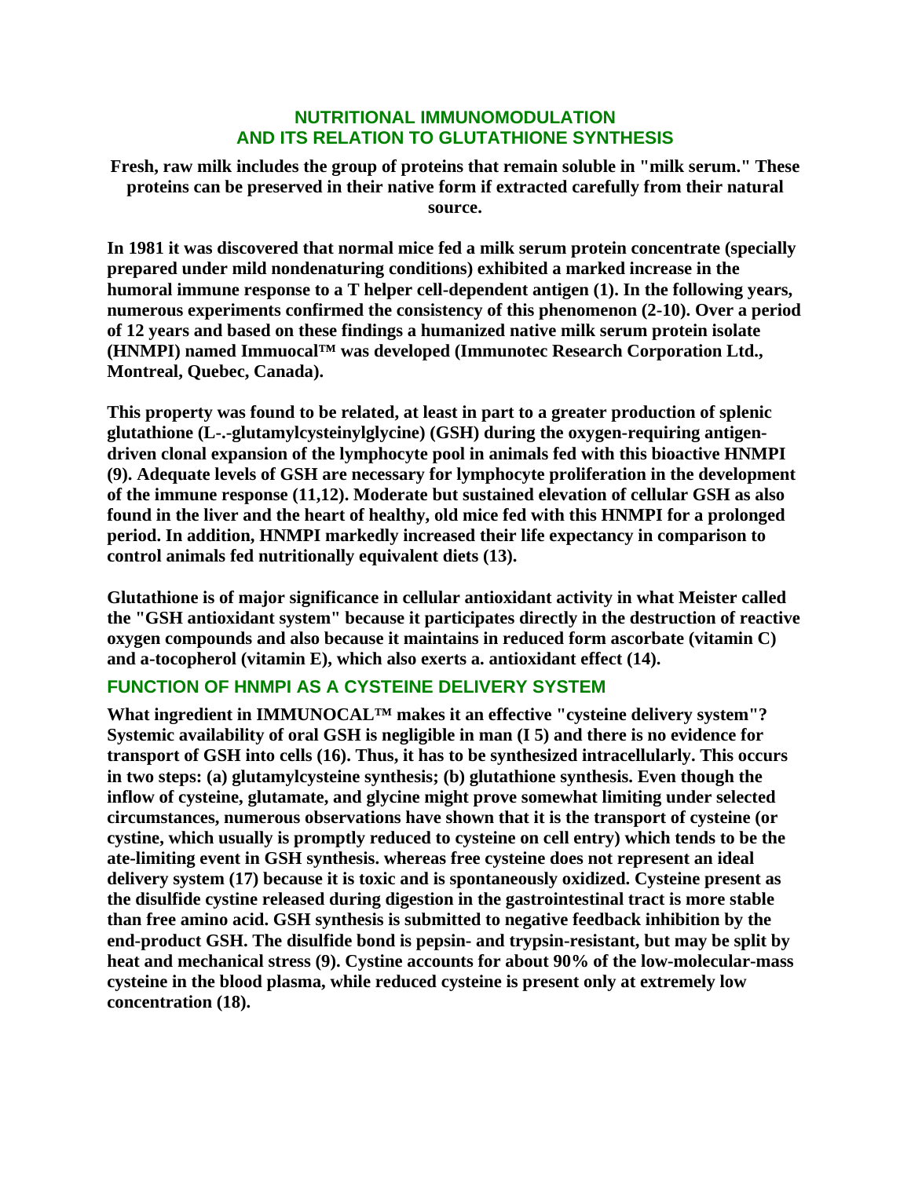## NUTRITIONAL IMMUNOMODULATION AND ITS RELATION TO GLUTATHIONE SYNTHESIS

**Fresh, raw milk includes the group of proteins that remain soluble in "milk serum." These proteins can be preserved in their native form if extracted carefully from their natural source.**

**In 1981 it was discovered that normal mice fed a milk serum protein concentrate (specially prepared under mild nondenaturing conditions) exhibited a marked increase in the humoral immune response to a T helper cell-dependent antigen (1). In the following years, numerous experiments confirmed the consistency of this phenomenon (2-10). Over a period of 12 years and based on these findings a humanized native milk serum protein isolate (HNMPI) named Immuocal™ was developed (Immunotec Research Corporation Ltd., Montreal, Quebec, Canada).**

**This property was found to be related, at least in part to a greater production of splenic glutathione (L-.-glutamylcysteinylglycine) (GSH) during the oxygen-requiring antigen-driven clonal expansion of the lymphocyte pool in animals fed with this bioactive HNMPI (9). Adequate levels of GSH are necessary for lymphocyte proliferation in the development of the immune response (11,12). Moderate but sustained elevation of cellular GSH as also found in the liver and the heart of healthy, old mice fed with this HNMPI for a prolonged period. In addition, HNMPI markedly increased their life expectancy in comparison to control animals fed nutritionally equivalent diets (13).**

**Glutathione is of major significance in cellular antioxidant activity in what Meister called the "GSH antioxidant system" because it participates directly in the destruction of reactive oxygen compounds and also because it maintains in reduced form ascorbate (vitamin C) and a-tocopherol (vitamin E), which also exerts a. antioxidant effect (14).**

### FUNCTION OF HNMPI AS A CYSTEINE DELIVERY SYSTEM

**What ingredient in IMMUNOCAL™ makes it an effective "cysteine delivery system"? Systemic availability of oral GSH is negligible in man (I 5) and there is no evidence for transport of GSH into cells (16). Thus, it has to be synthesized intracellularly. This occurs in two steps: (a) glutamylcysteine synthesis; (b) glutathione synthesis. Even though the inflow of cysteine, glutamate, and glycine might prove somewhat limiting under selected circumstances, numerous observations have shown that it is the transport of cysteine (or cystine, which usually is promptly reduced to cysteine on cell entry) which tends to be the ate-limiting event in GSH synthesis. whereas free cysteine does not represent an ideal delivery system (17) because it is toxic and is spontaneously oxidized. Cysteine present as the disulfide cystine released during digestion in the gastrointestinal tract is more stable than free amino acid. GSH synthesis is submitted to negative feedback inhibition by the end-product GSH. The disulfide bond is pepsin- and trypsin-resistant, but may be split by heat and mechanical stress (9). Cystine accounts for about 90% of the low-molecular-mass cysteine in the blood plasma, while reduced cysteine is present only at extremely low concentration (18).**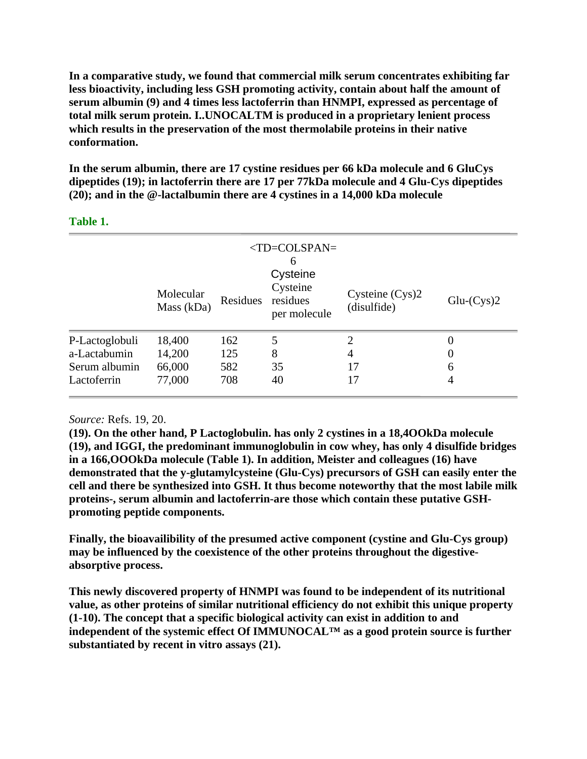**In a comparative study, we found that commercial milk serum concentrates exhibiting far less bioactivity, including less GSH promoting activity, contain about half the amount of serum albumin (9) and 4 times less lactoferrin than HNMPI, expressed as percentage of total milk serum protein. I..UNOCALTM is produced in a proprietary lenient process which results in the preservation of the most thermolabile proteins in their native conformation.**

**In the serum albumin, there are 17 cystine residues per 66 kDa molecule and 6 GluCys dipeptides (19); in lactoferrin there are 17 per 77kDa molecule and 4 Glu-Cys dipeptides (20); and in the @-lactalbumin there are 4 cystines in a 14,000 kDa molecule**

**Table 1.**

| | Molecular Mass (kDa) | Residues | <TD=COLSPAN= 6 Cysteine Cysteine residues per molecule | Cysteine (Cys)2 (disulfide) | Glu-(Cys)2 |
|---|---|---|---|---|---|
| P-Lactoglobuli | 18,400 | 162 | 5 | 2 | 0 |
| a-Lactabumin | 14,200 | 125 | 8 | 4 | 0 |
| Serum albumin | 66,000 | 582 | 35 | 17 | 6 |
| Lactoferrin | 77,000 | 708 | 40 | 17 | 4 |

*Source:* Refs. 19, 20.

**(19). On the other hand, P Lactoglobulin. has only 2 cystines in a 18,4OOkDa molecule (19), and IGGI, the predominant immunoglobulin in cow whey, has only 4 disulfide bridges in a 166,OOOkDa molecule (Table 1). In addition, Meister and colleagues (16) have demonstrated that the y-glutamylcysteine (Glu-Cys) precursors of GSH can easily enter the cell and there be synthesized into GSH. It thus become noteworthy that the most labile milk proteins-, serum albumin and lactoferrin-are those which contain these putative GSH-promoting peptide components.**

**Finally, the bioavailibility of the presumed active component (cystine and Glu-Cys group) may be influenced by the coexistence of the other proteins throughout the digestive-absorptive process.**

**This newly discovered property of HNMPI was found to be independent of its nutritional value, as other proteins of similar nutritional efficiency do not exhibit this unique property (1-10). The concept that a specific biological activity can exist in addition to and independent of the systemic effect Of IMMUNOCAL™ as a good protein source is further substantiated by recent in vitro assays (21).**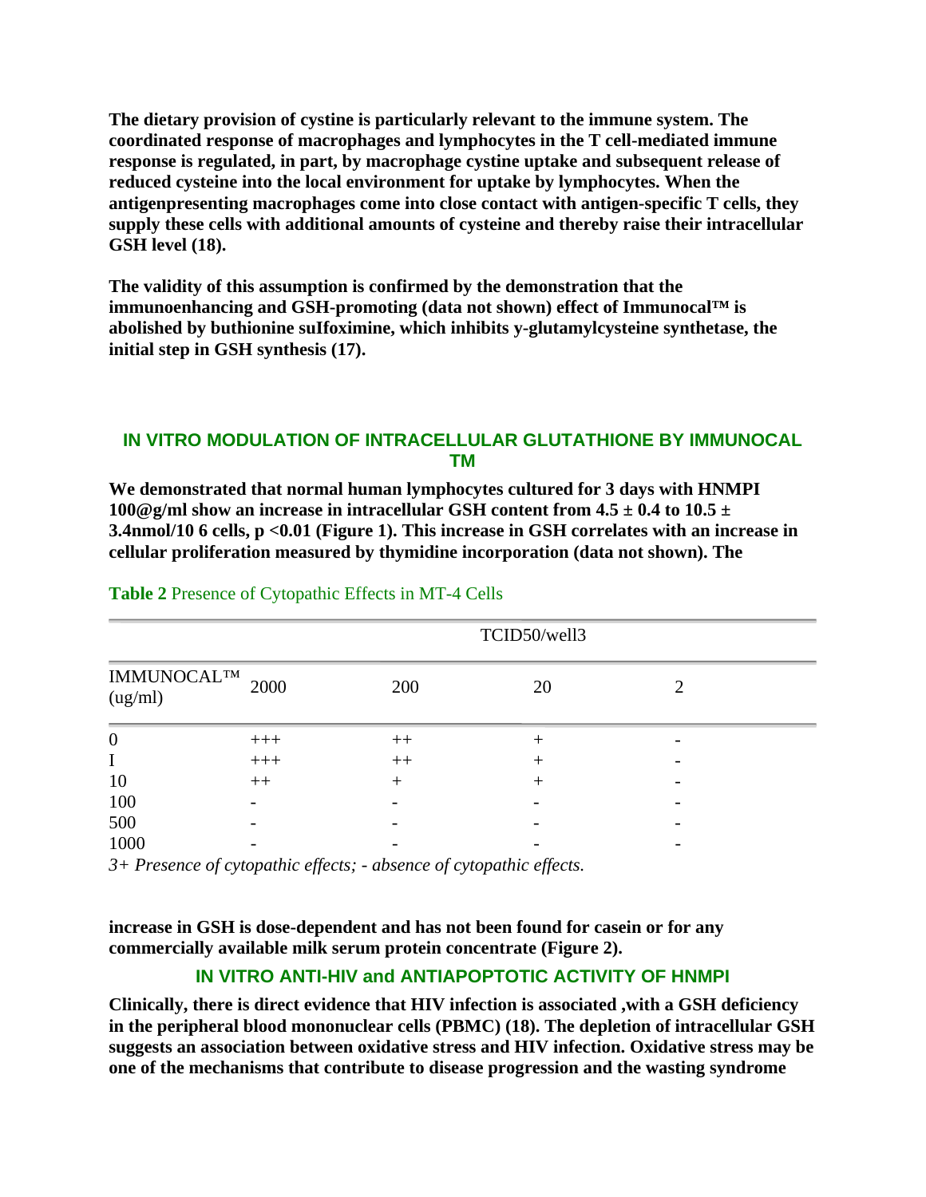**The dietary provision of cystine is particularly relevant to the immune system. The coordinated response of macrophages and lymphocytes in the T cell-mediated immune response is regulated, in part, by macrophage cystine uptake and subsequent release of reduced cysteine into the local environment for uptake by lymphocytes. When the antigenpresenting macrophages come into close contact with antigen-specific T cells, they supply these cells with additional amounts of cysteine and thereby raise their intracellular GSH level (18).**

**The validity of this assumption is confirmed by the demonstration that the immunoenhancing and GSH-promoting (data not shown) effect of Immunocal™ is abolished by buthionine suIfoximine, which inhibits y-glutamylcysteine synthetase, the initial step in GSH synthesis (17).**

## IN VITRO MODULATION OF INTRACELLULAR GLUTATHIONE BY IMMUNOCAL TM

**We demonstrated that normal human lymphocytes cultured for 3 days with HNMPI 100@g/ml show an increase in intracellular GSH content from 4.5 ± 0.4 to 10.5 ± 3.4nmol/10 6 cells, p <0.01 (Figure 1). This increase in GSH correlates with an increase in cellular proliferation measured by thymidine incorporation (data not shown). The increase in GSH is dose-dependent and has not been found for casein or for any commercially available milk serum protein concentrate (Figure 2).**

**Table 2** Presence of Cytopathic Effects in MT-4 Cells

| | TCID50/well3 | | | |
|---|---|---|---|---|
| IMMUNOCAL™ (ug/ml) | 2000 | 200 | 20 | 2 |
| 0 | +++ | ++ | + | - |
| I | +++ | ++ | + | - |
| 10 | ++ | + | + | - |
| 100 | - | - | - | - |
| 500 | - | - | - | - |
| 1000 | - | - | - | - |

*3+ Presence of cytopathic effects; - absence of cytopathic effects.*

## IN VITRO ANTI-HIV and ANTIAPOPTOTIC ACTIVITY OF HNMPI

**Clinically, there is direct evidence that HIV infection is associated ,with a GSH deficiency in the peripheral blood mononuclear cells (PBMC) (18). The depletion of intracellular GSH suggests an association between oxidative stress and HIV infection. Oxidative stress may be one of the mechanisms that contribute to disease progression and the wasting syndrome**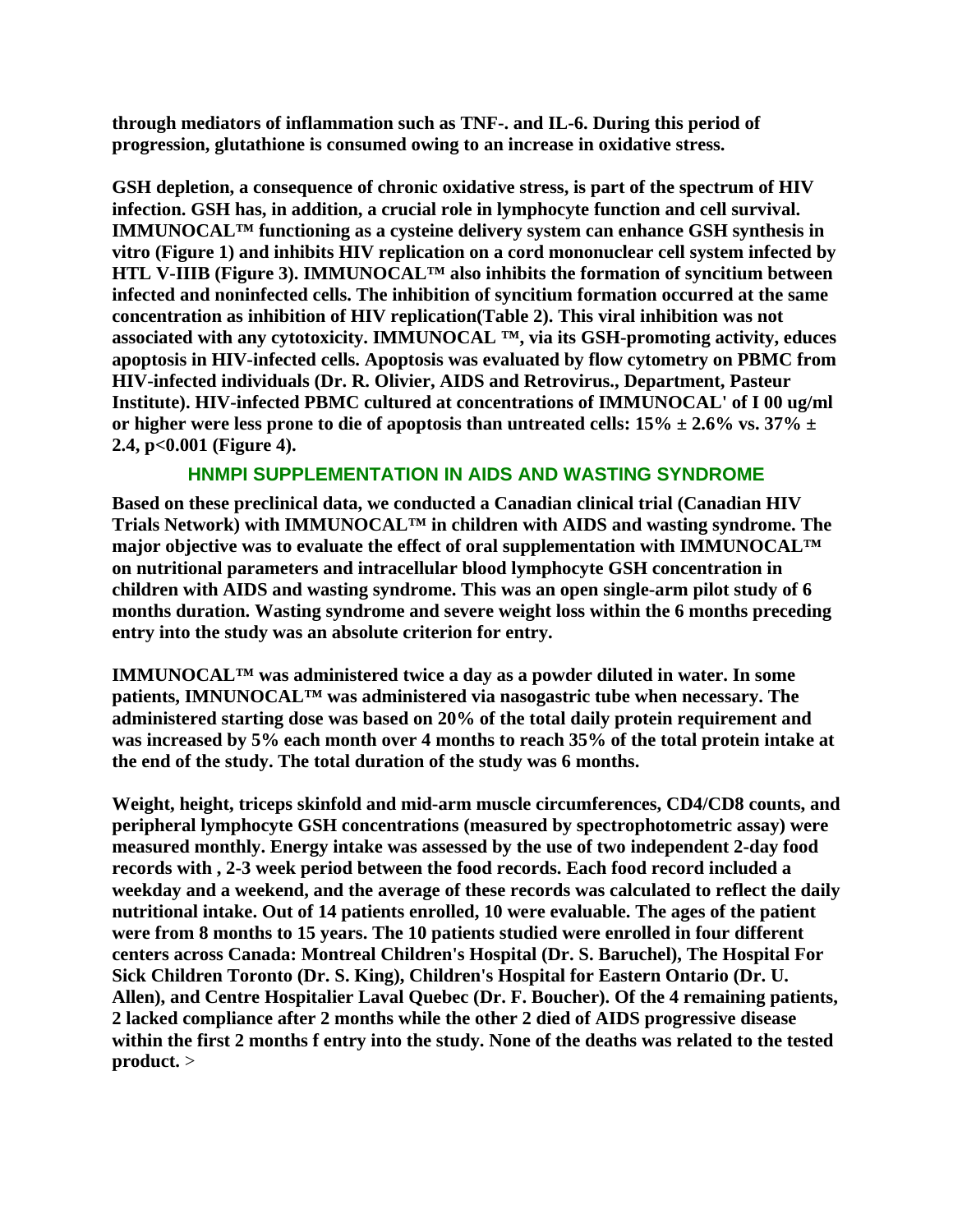**through mediators of inflammation such as TNF-. and IL-6. During this period of progression, glutathione is consumed owing to an increase in oxidative stress.**

**GSH depletion, a consequence of chronic oxidative stress, is part of the spectrum of HIV infection. GSH has, in addition, a crucial role in lymphocyte function and cell survival. IMMUNOCAL™ functioning as a cysteine delivery system can enhance GSH synthesis in vitro (Figure 1) and inhibits HIV replication on a cord mononuclear cell system infected by HTL V-IIIB (Figure 3). IMMUNOCAL™ also inhibits the formation of syncitium between infected and noninfected cells. The inhibition of syncitium formation occurred at the same concentration as inhibition of HIV replication(Table 2). This viral inhibition was not associated with any cytotoxicity. IMMUNOCAL ™, via its GSH-promoting activity, educes apoptosis in HIV-infected cells. Apoptosis was evaluated by flow cytometry on PBMC from HIV-infected individuals (Dr. R. Olivier, AIDS and Retrovirus., Department, Pasteur Institute). HIV-infected PBMC cultured at concentrations of IMMUNOCAL' of I 00 ug/ml or higher were less prone to die of apoptosis than untreated cells: 15% ± 2.6% vs. 37% ± 2.4, $p<0.001$ (Figure 4).**

## HNMPI SUPPLEMENTATION IN AIDS AND WASTING SYNDROME

**Based on these preclinical data, we conducted a Canadian clinical trial (Canadian HIV Trials Network) with IMMUNOCAL™ in children with AIDS and wasting syndrome. The major objective was to evaluate the effect of oral supplementation with IMMUNOCAL™ on nutritional parameters and intracellular blood lymphocyte GSH concentration in children with AIDS and wasting syndrome. This was an open single-arm pilot study of 6 months duration. Wasting syndrome and severe weight loss within the 6 months preceding entry into the study was an absolute criterion for entry.**

**IMMUNOCAL™ was administered twice a day as a powder diluted in water. In some patients, IMNUNOCAL™ was administered via nasogastric tube when necessary. The administered starting dose was based on 20% of the total daily protein requirement and was increased by 5% each month over 4 months to reach 35% of the total protein intake at the end of the study. The total duration of the study was 6 months.**

**Weight, height, triceps skinfold and mid-arm muscle circumferences, CD4/CD8 counts, and peripheral lymphocyte GSH concentrations (measured by spectrophotometric assay) were measured monthly. Energy intake was assessed by the use of two independent 2-day food records with , 2-3 week period between the food records. Each food record included a weekday and a weekend, and the average of these records was calculated to reflect the daily nutritional intake. Out of 14 patients enrolled, 10 were evaluable. The ages of the patient were from 8 months to 15 years. The 10 patients studied were enrolled in four different centers across Canada: Montreal Children's Hospital (Dr. S. Baruchel), The Hospital For Sick Children Toronto (Dr. S. King), Children's Hospital for Eastern Ontario (Dr. U. Allen), and Centre Hospitalier Laval Quebec (Dr. F. Boucher). Of the 4 remaining patients, 2 lacked compliance after 2 months while the other 2 died of AIDS progressive disease within the first 2 months f entry into the study. None of the deaths was related to the tested product.** >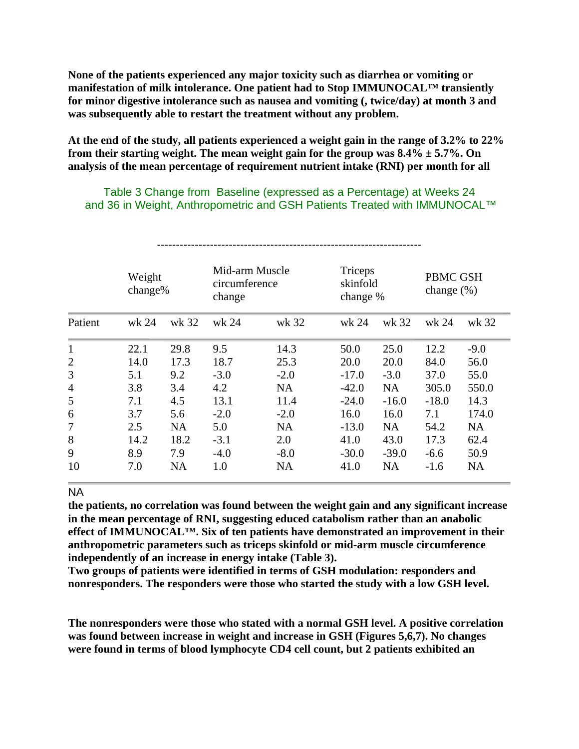**None of the patients experienced any major toxicity such as diarrhea or vomiting or manifestation of milk intolerance. One patient had to Stop IMMUNOCAL™ transiently for minor digestive intolerance such as nausea and vomiting (, twice/day) at month 3 and was subsequently able to restart the treatment without any problem.**

**At the end of the study, all patients experienced a weight gain in the range of 3.2% to 22% from their starting weight. The mean weight gain for the group was 8.4% ± 5.7%. On analysis of the mean percentage of requirement nutrient intake (RNI) per month for all**

Table 3 Change from Baseline (expressed as a Percentage) at Weeks 24 and 36 in Weight, Anthropometric and GSH Patients Treated with IMMUNOCAL™

| | Weight change% | | Mid-arm Muscle circumference change | | Triceps skinfold change % | | PBMC GSH change (%) | |
|---|---|---|---|---|---|---|---|---|
| Patient | wk 24 | wk 32 | wk 24 | wk 32 | wk 24 | wk 32 | wk 24 | wk 32 |
| 1 | 22.1 | 29.8 | 9.5 | 14.3 | 50.0 | 25.0 | 12.2 | -9.0 |
| 2 | 14.0 | 17.3 | 18.7 | 25.3 | 20.0 | 20.0 | 84.0 | 56.0 |
| 3 | 5.1 | 9.2 | -3.0 | -2.0 | -17.0 | -3.0 | 37.0 | 55.0 |
| 4 | 3.8 | 3.4 | 4.2 | NA | -42.0 | NA | 305.0 | 550.0 |
| 5 | 7.1 | 4.5 | 13.1 | 11.4 | -24.0 | -16.0 | -18.0 | 14.3 |
| 6 | 3.7 | 5.6 | -2.0 | -2.0 | 16.0 | 16.0 | 7.1 | 174.0 |
| 7 | 2.5 | NA | 5.0 | NA | -13.0 | NA | 54.2 | NA |
| 8 | 14.2 | 18.2 | -3.1 | 2.0 | 41.0 | 43.0 | 17.3 | 62.4 |
| 9 | 8.9 | 7.9 | -4.0 | -8.0 | -30.0 | -39.0 | -6.6 | 50.9 |
| 10 | 7.0 | NA | 1.0 | NA | 41.0 | NA | -1.6 | NA |

NA

**the patients, no correlation was found between the weight gain and any significant increase in the mean percentage of RNI, suggesting educed catabolism rather than an anabolic effect of IMMUNOCAL™. Six of ten patients have demonstrated an improvement in their anthropometric parameters such as triceps skinfold or mid-arm muscle circumference independently of an increase in energy intake (Table 3).**

**Two groups of patients were identified in terms of GSH modulation: responders and nonresponders. The responders were those who started the study with a low GSH level.**

**The nonresponders were those who stated with a normal GSH level. A positive correlation was found between increase in weight and increase in GSH (Figures 5,6,7). No changes were found in terms of blood lymphocyte CD4 cell count, but 2 patients exhibited an**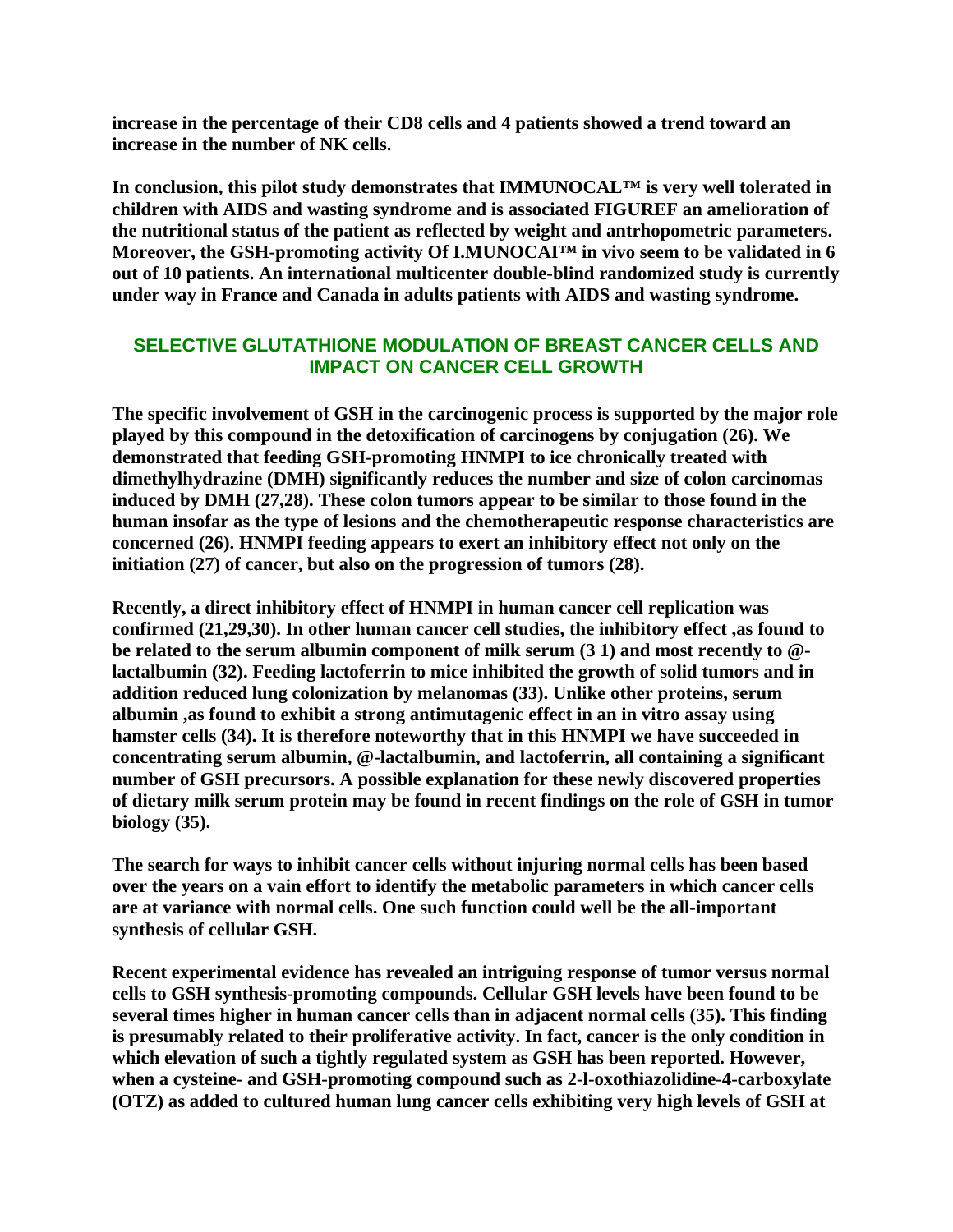**increase in the percentage of their CD8 cells and 4 patients showed a trend toward an increase in the number of NK cells.**

**In conclusion, this pilot study demonstrates that IMMUNOCAL™ is very well tolerated in children with AIDS and wasting syndrome and is associated FIGUREF an amelioration of the nutritional status of the patient as reflected by weight and antrhopometric parameters. Moreover, the GSH-promoting activity Of I.MUNOCAI™ in vivo seem to be validated in 6 out of 10 patients. An international multicenter double-blind randomized study is currently under way in France and Canada in adults patients with AIDS and wasting syndrome.**

## SELECTIVE GLUTATHIONE MODULATION OF BREAST CANCER CELLS AND IMPACT ON CANCER CELL GROWTH

**The specific involvement of GSH in the carcinogenic process is supported by the major role played by this compound in the detoxification of carcinogens by conjugation (26). We demonstrated that feeding GSH-promoting HNMPI to ice chronically treated with dimethylhydrazine (DMH) significantly reduces the number and size of colon carcinomas induced by DMH (27,28). These colon tumors appear to be similar to those found in the human insofar as the type of lesions and the chemotherapeutic response characteristics are concerned (26). HNMPI feeding appears to exert an inhibitory effect not only on the initiation (27) of cancer, but also on the progression of tumors (28).**

**Recently, a direct inhibitory effect of HNMPI in human cancer cell replication was confirmed (21,29,30). In other human cancer cell studies, the inhibitory effect ,as found to be related to the serum albumin component of milk serum (3 1) and most recently to @-lactalbumin (32). Feeding lactoferrin to mice inhibited the growth of solid tumors and in addition reduced lung colonization by melanomas (33). Unlike other proteins, serum albumin ,as found to exhibit a strong antimutagenic effect in an in vitro assay using hamster cells (34). It is therefore noteworthy that in this HNMPI we have succeeded in concentrating serum albumin, @-lactalbumin, and lactoferrin, all containing a significant number of GSH precursors. A possible explanation for these newly discovered properties of dietary milk serum protein may be found in recent findings on the role of GSH in tumor biology (35).**

**The search for ways to inhibit cancer cells without injuring normal cells has been based over the years on a vain effort to identify the metabolic parameters in which cancer cells are at variance with normal cells. One such function could well be the all-important synthesis of cellular GSH.**

**Recent experimental evidence has revealed an intriguing response of tumor versus normal cells to GSH synthesis-promoting compounds. Cellular GSH levels have been found to be several times higher in human cancer cells than in adjacent normal cells (35). This finding is presumably related to their proliferative activity. In fact, cancer is the only condition in which elevation of such a tightly regulated system as GSH has been reported. However, when a cysteine- and GSH-promoting compound such as 2-l-oxothiazolidine-4-carboxylate (OTZ) as added to cultured human lung cancer cells exhibiting very high levels of GSH at**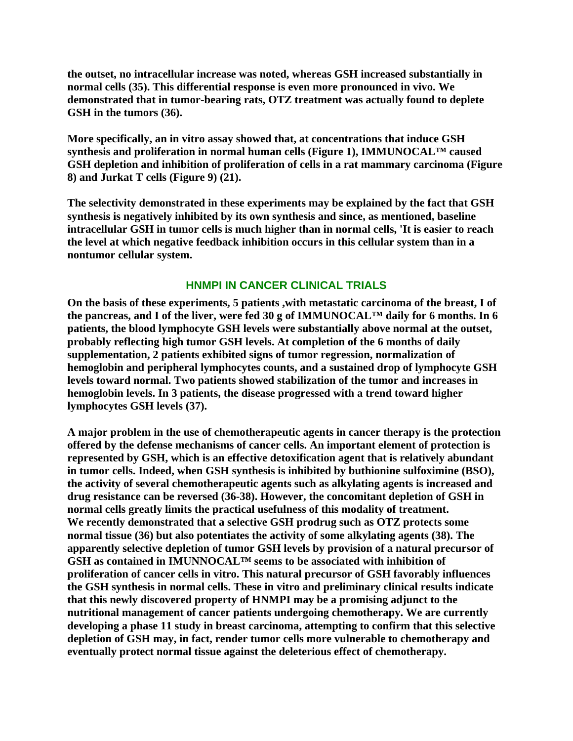**the outset, no intracellular increase was noted, whereas GSH increased substantially in normal cells (35). This differential response is even more pronounced in vivo. We demonstrated that in tumor-bearing rats, OTZ treatment was actually found to deplete GSH in the tumors (36).**

**More specifically, an in vitro assay showed that, at concentrations that induce GSH synthesis and proliferation in normal human cells (Figure 1), IMMUNOCAL™ caused GSH depletion and inhibition of proliferation of cells in a rat mammary carcinoma (Figure 8) and Jurkat T cells (Figure 9) (21).**

**The selectivity demonstrated in these experiments may be explained by the fact that GSH synthesis is negatively inhibited by its own synthesis and since, as mentioned, baseline intracellular GSH in tumor cells is much higher than in normal cells, 'It is easier to reach the level at which negative feedback inhibition occurs in this cellular system than in a nontumor cellular system.**

## HNMPI IN CANCER CLINICAL TRIALS

**On the basis of these experiments, 5 patients ,with metastatic carcinoma of the breast, I of the pancreas, and I of the liver, were fed 30 g of IMMUNOCAL™ daily for 6 months. In 6 patients, the blood lymphocyte GSH levels were substantially above normal at the outset, probably reflecting high tumor GSH levels. At completion of the 6 months of daily supplementation, 2 patients exhibited signs of tumor regression, normalization of hemoglobin and peripheral lymphocytes counts, and a sustained drop of lymphocyte GSH levels toward normal. Two patients showed stabilization of the tumor and increases in hemoglobin levels. In 3 patients, the disease progressed with a trend toward higher lymphocytes GSH levels (37).**

**A major problem in the use of chemotherapeutic agents in cancer therapy is the protection offered by the defense mechanisms of cancer cells. An important element of protection is represented by GSH, which is an effective detoxification agent that is relatively abundant in tumor cells. Indeed, when GSH synthesis is inhibited by buthionine sulfoximine (BSO), the activity of several chemotherapeutic agents such as alkylating agents is increased and drug resistance can be reversed (36-38). However, the concomitant depletion of GSH in normal cells greatly limits the practical usefulness of this modality of treatment. We recently demonstrated that a selective GSH prodrug such as OTZ protects some normal tissue (36) but also potentiates the activity of some alkylating agents (38). The apparently selective depletion of tumor GSH levels by provision of a natural precursor of GSH as contained in IMUNNOCAL™ seems to be associated with inhibition of proliferation of cancer cells in vitro. This natural precursor of GSH favorably influences the GSH synthesis in normal cells. These in vitro and preliminary clinical results indicate that this newly discovered property of HNMPI may be a promising adjunct to the nutritional management of cancer patients undergoing chemotherapy. We are currently developing a phase 11 study in breast carcinoma, attempting to confirm that this selective depletion of GSH may, in fact, render tumor cells more vulnerable to chemotherapy and eventually protect normal tissue against the deleterious effect of chemotherapy.**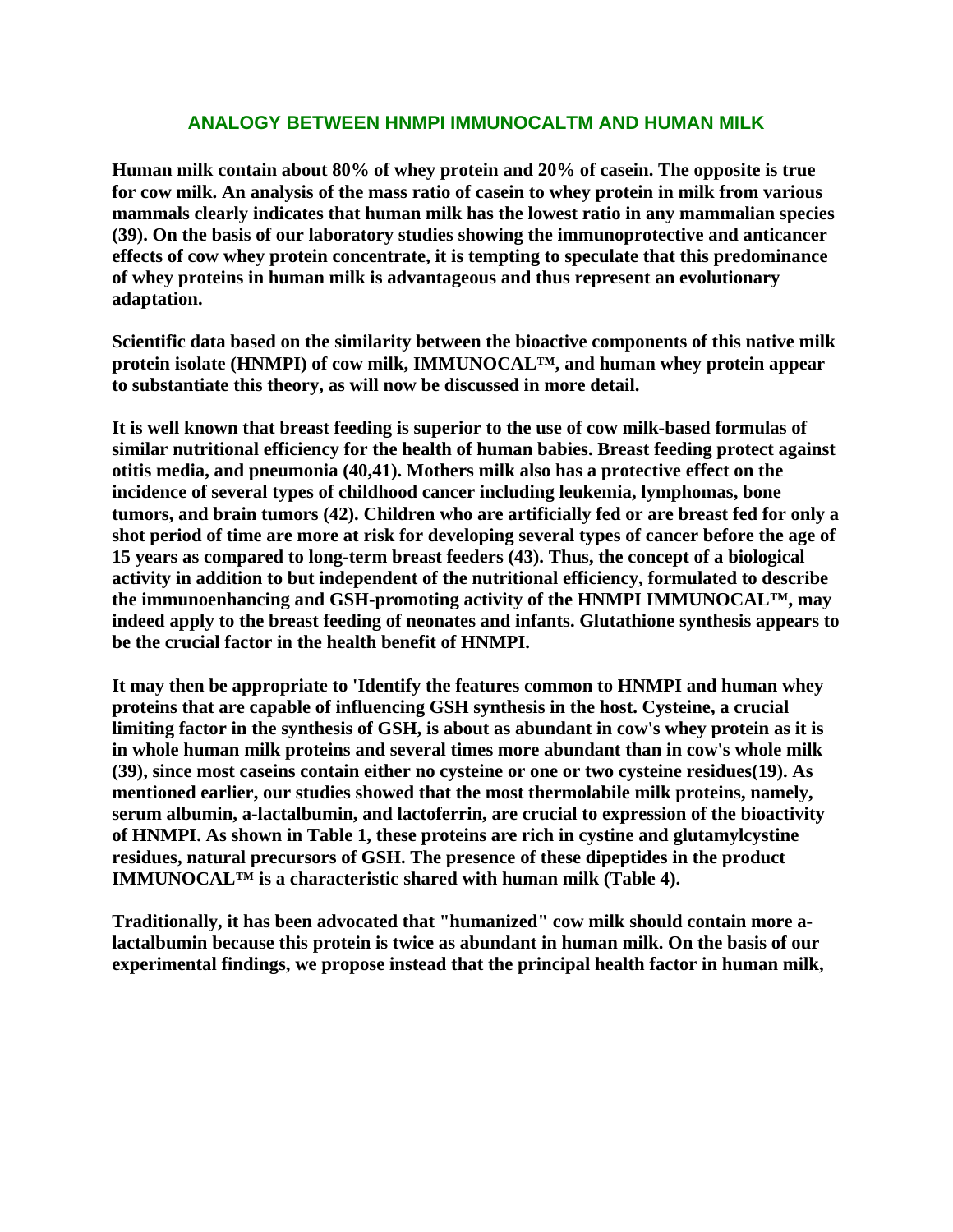## ANALOGY BETWEEN HNMPI IMMUNOCALTM AND HUMAN MILK

**Human milk contain about 80% of whey protein and 20% of casein. The opposite is true for cow milk. An analysis of the mass ratio of casein to whey protein in milk from various mammals clearly indicates that human milk has the lowest ratio in any mammalian species (39). On the basis of our laboratory studies showing the immunoprotective and anticancer effects of cow whey protein concentrate, it is tempting to speculate that this predominance of whey proteins in human milk is advantageous and thus represent an evolutionary adaptation.**

**Scientific data based on the similarity between the bioactive components of this native milk protein isolate (HNMPI) of cow milk, IMMUNOCAL™, and human whey protein appear to substantiate this theory, as will now be discussed in more detail.**

**It is well known that breast feeding is superior to the use of cow milk-based formulas of similar nutritional efficiency for the health of human babies. Breast feeding protect against otitis media, and pneumonia (40,41). Mothers milk also has a protective effect on the incidence of several types of childhood cancer including leukemia, lymphomas, bone tumors, and brain tumors (42). Children who are artificially fed or are breast fed for only a shot period of time are more at risk for developing several types of cancer before the age of 15 years as compared to long-term breast feeders (43). Thus, the concept of a biological activity in addition to but independent of the nutritional efficiency, formulated to describe the immunoenhancing and GSH-promoting activity of the HNMPI IMMUNOCAL™, may indeed apply to the breast feeding of neonates and infants. Glutathione synthesis appears to be the crucial factor in the health benefit of HNMPI.**

**It may then be appropriate to 'Identify the features common to HNMPI and human whey proteins that are capable of influencing GSH synthesis in the host. Cysteine, a crucial limiting factor in the synthesis of GSH, is about as abundant in cow's whey protein as it is in whole human milk proteins and several times more abundant than in cow's whole milk (39), since most caseins contain either no cysteine or one or two cysteine residues(19). As mentioned earlier, our studies showed that the most thermolabile milk proteins, namely, serum albumin, a-lactalbumin, and lactoferrin, are crucial to expression of the bioactivity of HNMPI. As shown in Table 1, these proteins are rich in cystine and glutamylcystine residues, natural precursors of GSH. The presence of these dipeptides in the product IMMUNOCAL™ is a characteristic shared with human milk (Table 4).**

**Traditionally, it has been advocated that "humanized" cow milk should contain more a-lactalbumin because this protein is twice as abundant in human milk. On the basis of our experimental findings, we propose instead that the principal health factor in human milk,**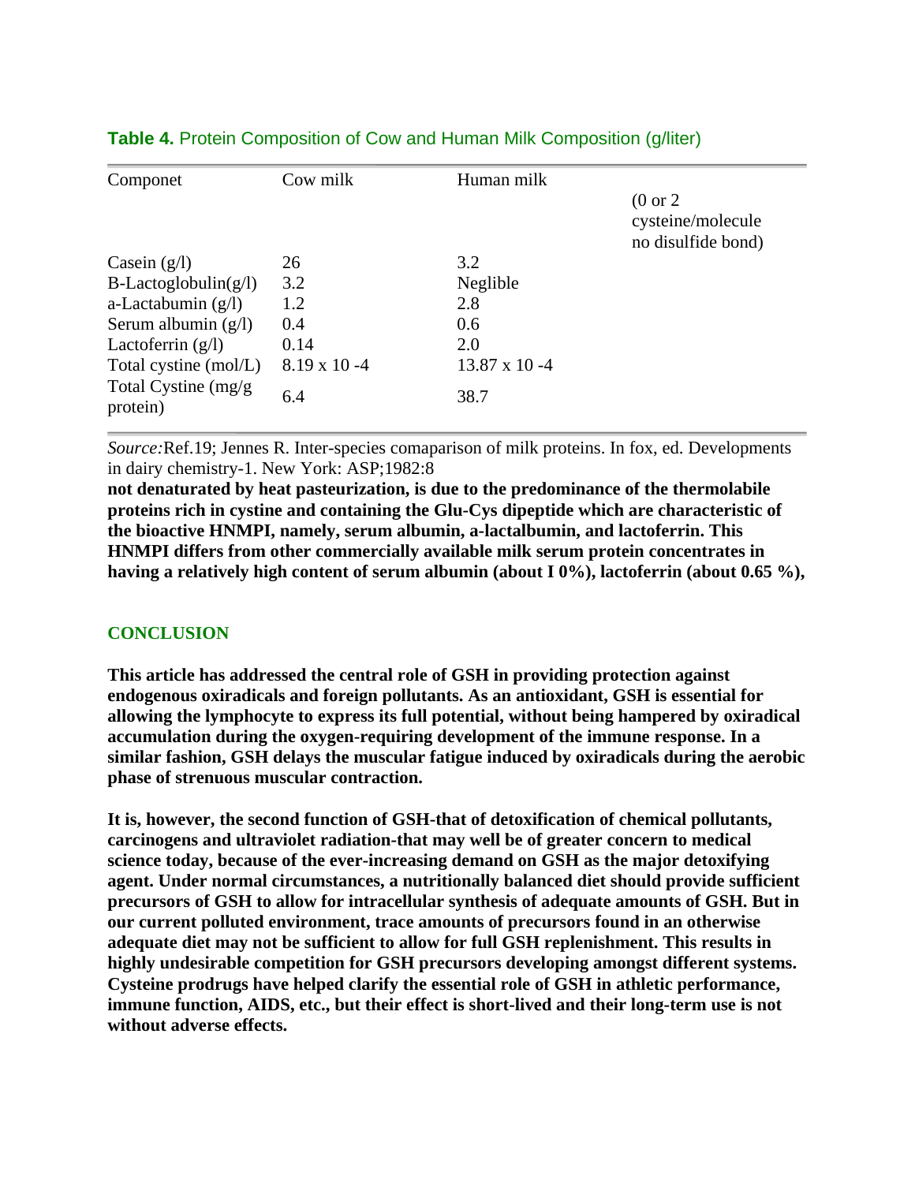**Table 4.** Protein Composition of Cow and Human Milk Composition (g/liter)

| Componet | Cow milk | Human milk | (0 or 2 cysteine/molecule no disulfide bond) |
|---|---|---|---|
| Casein (g/l) | 26 | 3.2 | |
| B-Lactoglobulin(g/l) | 3.2 | Neglible | |
| a-Lactabumin (g/l) | 1.2 | 2.8 | |
| Serum albumin (g/l) | 0.4 | 0.6 | |
| Lactoferrin (g/l) | 0.14 | 2.0 | |
| Total cystine (mol/L) | 8.19 x 10 -4 | 13.87 x 10 -4 | |
| Total Cystine (mg/g protein) | 6.4 | 38.7 | |

*Source:*Ref.19; Jennes R. Inter-species comaparison of milk proteins. In fox, ed. Developments in dairy chemistry-1. New York: ASP;1982:8

**not denaturated by heat pasteurization, is due to the predominance of the thermolabile proteins rich in cystine and containing the Glu-Cys dipeptide which are characteristic of the bioactive HNMPI, namely, serum albumin, a-lactalbumin, and lactoferrin. This HNMPI differs from other commercially available milk serum protein concentrates in having a relatively high content of serum albumin (about I 0%), lactoferrin (about 0.65 %),**

## CONCLUSION

**This article has addressed the central role of GSH in providing protection against endogenous oxiradicals and foreign pollutants. As an antioxidant, GSH is essential for allowing the lymphocyte to express its full potential, without being hampered by oxiradical accumulation during the oxygen-requiring development of the immune response. In a similar fashion, GSH delays the muscular fatigue induced by oxiradicals during the aerobic phase of strenuous muscular contraction.**

**It is, however, the second function of GSH-that of detoxification of chemical pollutants, carcinogens and ultraviolet radiation-that may well be of greater concern to medical science today, because of the ever-increasing demand on GSH as the major detoxifying agent. Under normal circumstances, a nutritionally balanced diet should provide sufficient precursors of GSH to allow for intracellular synthesis of adequate amounts of GSH. But in our current polluted environment, trace amounts of precursors found in an otherwise adequate diet may not be sufficient to allow for full GSH replenishment. This results in highly undesirable competition for GSH precursors developing amongst different systems. Cysteine prodrugs have helped clarify the essential role of GSH in athletic performance, immune function, AIDS, etc., but their effect is short-lived and their long-term use is not without adverse effects.**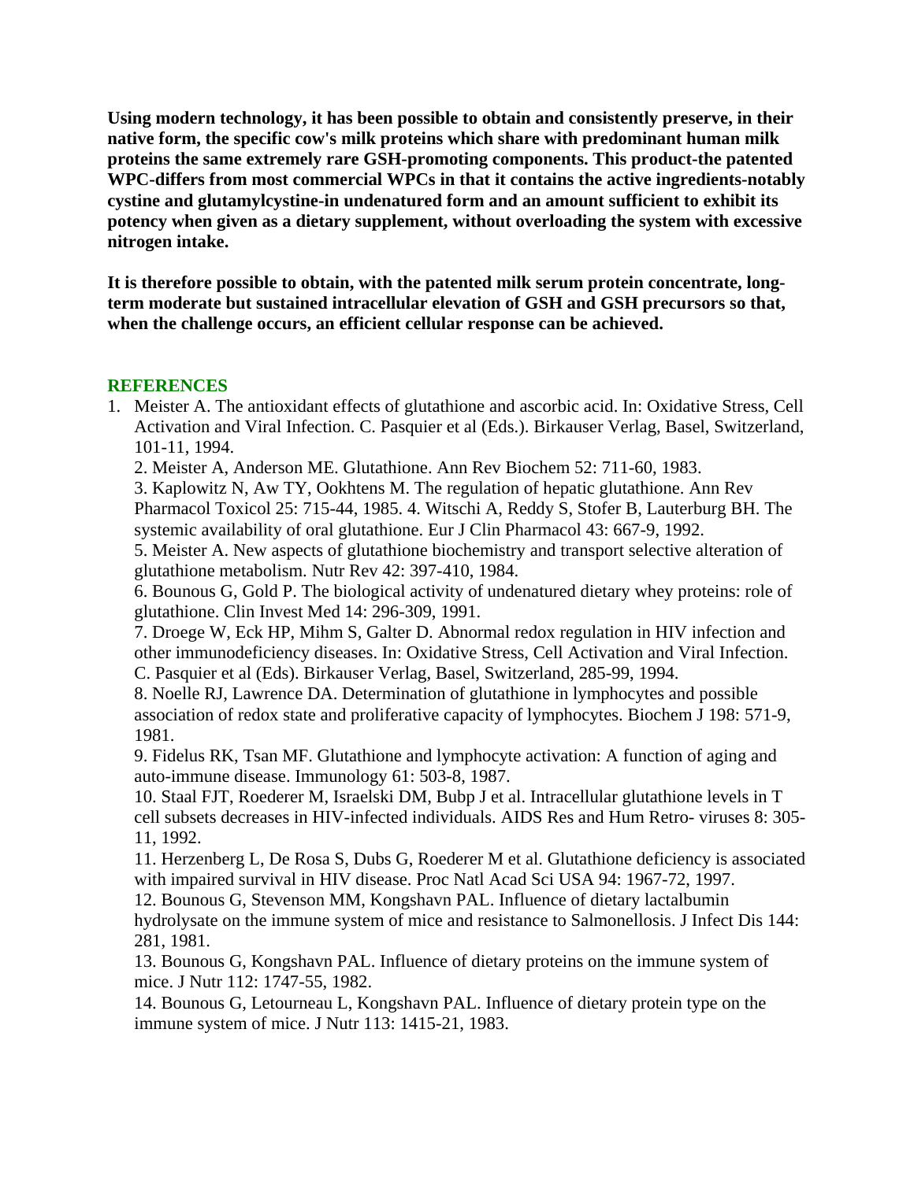**Using modern technology, it has been possible to obtain and consistently preserve, in their native form, the specific cow's milk proteins which share with predominant human milk proteins the same extremely rare GSH-promoting components. This product-the patented WPC-differs from most commercial WPCs in that it contains the active ingredients-notably cystine and glutamylcystine-in undenatured form and an amount sufficient to exhibit its potency when given as a dietary supplement, without overloading the system with excessive nitrogen intake.**

**It is therefore possible to obtain, with the patented milk serum protein concentrate, long-term moderate but sustained intracellular elevation of GSH and GSH precursors so that, when the challenge occurs, an efficient cellular response can be achieved.**

## REFERENCES

1. Meister A. The antioxidant effects of glutathione and ascorbic acid. In: Oxidative Stress, Cell Activation and Viral Infection. C. Pasquier et al (Eds.). Birkauser Verlag, Basel, Switzerland, 101-11, 1994.
2. Meister A, Anderson ME. Glutathione. Ann Rev Biochem 52: 711-60, 1983.
3. Kaplowitz N, Aw TY, Ookhtens M. The regulation of hepatic glutathione. Ann Rev Pharmacol Toxicol 25: 715-44, 1985.
4. Witschi A, Reddy S, Stofer B, Lauterburg BH. The systemic availability of oral glutathione. Eur J Clin Pharmacol 43: 667-9, 1992.
5. Meister A. New aspects of glutathione biochemistry and transport selective alteration of glutathione metabolism. Nutr Rev 42: 397-410, 1984.
6. Bounous G, Gold P. The biological activity of undenatured dietary whey proteins: role of glutathione. Clin Invest Med 14: 296-309, 1991.
7. Droege W, Eck HP, Mihm S, Galter D. Abnormal redox regulation in HIV infection and other immunodeficiency diseases. In: Oxidative Stress, Cell Activation and Viral Infection. C. Pasquier et al (Eds). Birkauser Verlag, Basel, Switzerland, 285-99, 1994.
8. Noelle RJ, Lawrence DA. Determination of glutathione in lymphocytes and possible association of redox state and proliferative capacity of lymphocytes. Biochem J 198: 571-9, 1981.
9. Fidelus RK, Tsan MF. Glutathione and lymphocyte activation: A function of aging and auto-immune disease. Immunology 61: 503-8, 1987.
10. Staal FJT, Roederer M, Israelski DM, Bubp J et al. Intracellular glutathione levels in T cell subsets decreases in HIV-infected individuals. AIDS Res and Hum Retro- viruses 8: 305-11, 1992.
11. Herzenberg L, De Rosa S, Dubs G, Roederer M et al. Glutathione deficiency is associated with impaired survival in HIV disease. Proc Natl Acad Sci USA 94: 1967-72, 1997.
12. Bounous G, Stevenson MM, Kongshavn PAL. Influence of dietary lactalbumin hydrolysate on the immune system of mice and resistance to Salmonellosis. J Infect Dis 144: 281, 1981.
13. Bounous G, Kongshavn PAL. Influence of dietary proteins on the immune system of mice. J Nutr 112: 1747-55, 1982.
14. Bounous G, Letourneau L, Kongshavn PAL. Influence of dietary protein type on the immune system of mice. J Nutr 113: 1415-21, 1983.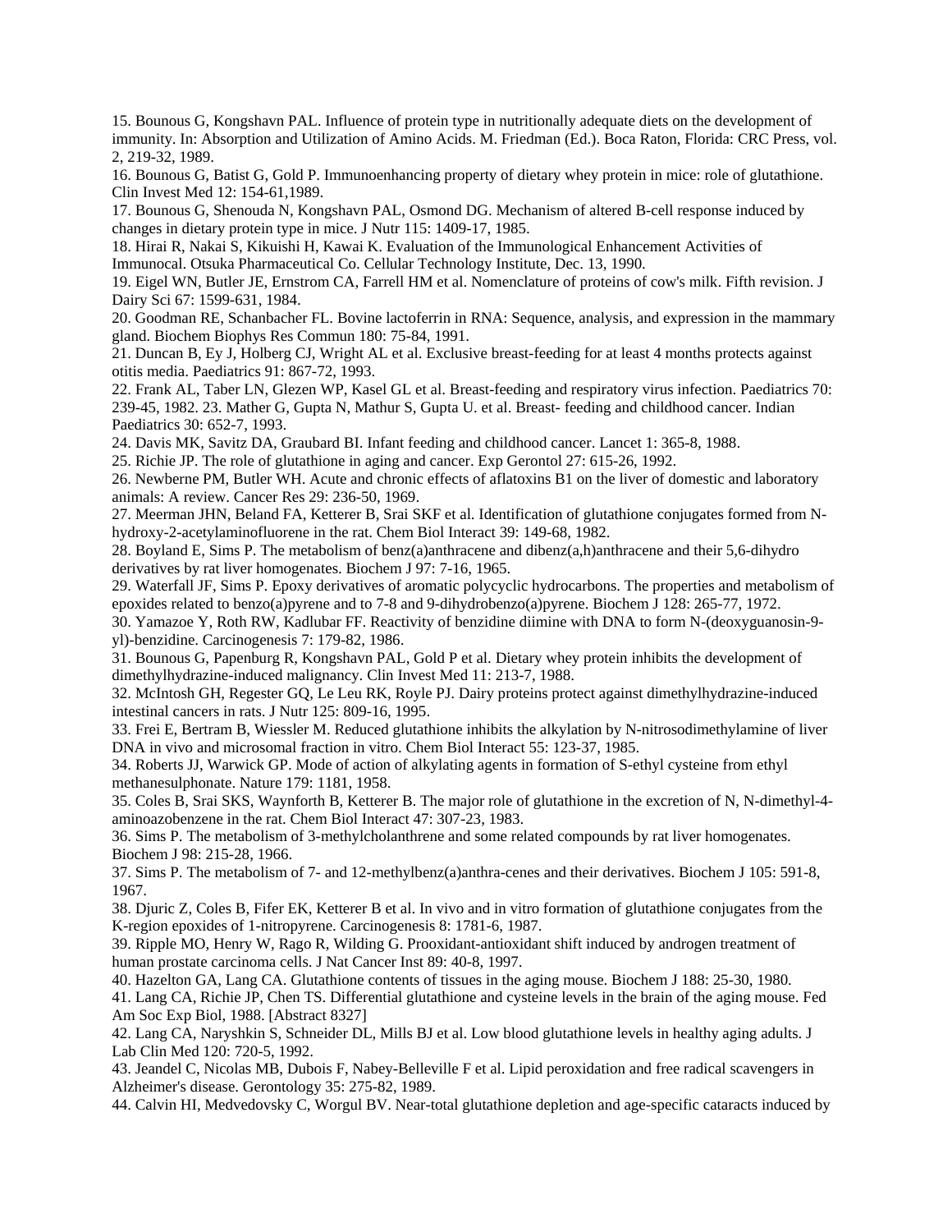15. Bounous G, Kongshavn PAL. Influence of protein type in nutritionally adequate diets on the development of immunity. In: Absorption and Utilization of Amino Acids. M. Friedman (Ed.). Boca Raton, Florida: CRC Press, vol. 2, 219-32, 1989.

16. Bounous G, Batist G, Gold P. Immunoenhancing property of dietary whey protein in mice: role of glutathione. Clin Invest Med 12: 154-61,1989.

17. Bounous G, Shenouda N, Kongshavn PAL, Osmond DG. Mechanism of altered B-cell response induced by changes in dietary protein type in mice. J Nutr 115: 1409-17, 1985.

18. Hirai R, Nakai S, Kikuishi H, Kawai K. Evaluation of the Immunological Enhancement Activities of Immunocal. Otsuka Pharmaceutical Co. Cellular Technology Institute, Dec. 13, 1990.

19. Eigel WN, Butler JE, Ernstrom CA, Farrell HM et al. Nomenclature of proteins of cow's milk. Fifth revision. J Dairy Sci 67: 1599-631, 1984.

20. Goodman RE, Schanbacher FL. Bovine lactoferrin in RNA: Sequence, analysis, and expression in the mammary gland. Biochem Biophys Res Commun 180: 75-84, 1991.

21. Duncan B, Ey J, Holberg CJ, Wright AL et al. Exclusive breast-feeding for at least 4 months protects against otitis media. Paediatrics 91: 867-72, 1993.

22. Frank AL, Taber LN, Glezen WP, Kasel GL et al. Breast-feeding and respiratory virus infection. Paediatrics 70: 239-45, 1982. 23. Mather G, Gupta N, Mathur S, Gupta U. et al. Breast- feeding and childhood cancer. Indian Paediatrics 30: 652-7, 1993.

24. Davis MK, Savitz DA, Graubard BI. Infant feeding and childhood cancer. Lancet 1: 365-8, 1988.

25. Richie JP. The role of glutathione in aging and cancer. Exp Gerontol 27: 615-26, 1992.

26. Newberne PM, Butler WH. Acute and chronic effects of aflatoxins B1 on the liver of domestic and laboratory animals: A review. Cancer Res 29: 236-50, 1969.

27. Meerman JHN, Beland FA, Ketterer B, Srai SKF et al. Identification of glutathione conjugates formed from N-hydroxy-2-acetylaminofluorene in the rat. Chem Biol Interact 39: 149-68, 1982.

28. Boyland E, Sims P. The metabolism of benz(a)anthracene and dibenz(a,h)anthracene and their 5,6-dihydro derivatives by rat liver homogenates. Biochem J 97: 7-16, 1965.

29. Waterfall JF, Sims P. Epoxy derivatives of aromatic polycyclic hydrocarbons. The properties and metabolism of epoxides related to benzo(a)pyrene and to 7-8 and 9-dihydrobenzo(a)pyrene. Biochem J 128: 265-77, 1972.

30. Yamazoe Y, Roth RW, Kadlubar FF. Reactivity of benzidine diimine with DNA to form N-(deoxyguanosin-9-yl)-benzidine. Carcinogenesis 7: 179-82, 1986.

31. Bounous G, Papenburg R, Kongshavn PAL, Gold P et al. Dietary whey protein inhibits the development of dimethylhydrazine-induced malignancy. Clin Invest Med 11: 213-7, 1988.

32. McIntosh GH, Regester GQ, Le Leu RK, Royle PJ. Dairy proteins protect against dimethylhydrazine-induced intestinal cancers in rats. J Nutr 125: 809-16, 1995.

33. Frei E, Bertram B, Wiessler M. Reduced glutathione inhibits the alkylation by N-nitrosodimethylamine of liver DNA in vivo and microsomal fraction in vitro. Chem Biol Interact 55: 123-37, 1985.

34. Roberts JJ, Warwick GP. Mode of action of alkylating agents in formation of S-ethyl cysteine from ethyl methanesulphonate. Nature 179: 1181, 1958.

35. Coles B, Srai SKS, Waynforth B, Ketterer B. The major role of glutathione in the excretion of N, N-dimethyl-4-aminoazobenzene in the rat. Chem Biol Interact 47: 307-23, 1983.

36. Sims P. The metabolism of 3-methylcholanthrene and some related compounds by rat liver homogenates. Biochem J 98: 215-28, 1966.

37. Sims P. The metabolism of 7- and 12-methylbenz(a)anthra-cenes and their derivatives. Biochem J 105: 591-8, 1967.

38. Djuric Z, Coles B, Fifer EK, Ketterer B et al. In vivo and in vitro formation of glutathione conjugates from the K-region epoxides of 1-nitropyrene. Carcinogenesis 8: 1781-6, 1987.

39. Ripple MO, Henry W, Rago R, Wilding G. Prooxidant-antioxidant shift induced by androgen treatment of human prostate carcinoma cells. J Nat Cancer Inst 89: 40-8, 1997.

40. Hazelton GA, Lang CA. Glutathione contents of tissues in the aging mouse. Biochem J 188: 25-30, 1980.

41. Lang CA, Richie JP, Chen TS. Differential glutathione and cysteine levels in the brain of the aging mouse. Fed Am Soc Exp Biol, 1988. [Abstract 8327]

42. Lang CA, Naryshkin S, Schneider DL, Mills BJ et al. Low blood glutathione levels in healthy aging adults. J Lab Clin Med 120: 720-5, 1992.

43. Jeandel C, Nicolas MB, Dubois F, Nabey-Belleville F et al. Lipid peroxidation and free radical scavengers in Alzheimer's disease. Gerontology 35: 275-82, 1989.

44. Calvin HI, Medvedovsky C, Worgul BV. Near-total glutathione depletion and age-specific cataracts induced by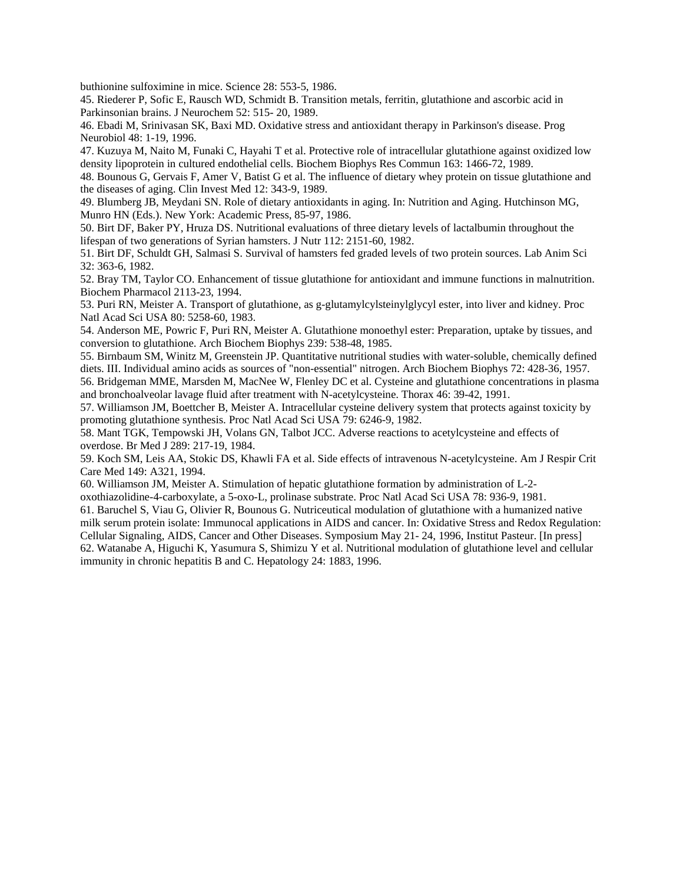buthionine sulfoximine in mice. Science 28: 553-5, 1986.

45. Riederer P, Sofic E, Rausch WD, Schmidt B. Transition metals, ferritin, glutathione and ascorbic acid in Parkinsonian brains. J Neurochem 52: 515- 20, 1989.

46. Ebadi M, Srinivasan SK, Baxi MD. Oxidative stress and antioxidant therapy in Parkinson's disease. Prog Neurobiol 48: 1-19, 1996.

47. Kuzuya M, Naito M, Funaki C, Hayahi T et al. Protective role of intracellular glutathione against oxidized low density lipoprotein in cultured endothelial cells. Biochem Biophys Res Commun 163: 1466-72, 1989.

48. Bounous G, Gervais F, Amer V, Batist G et al. The influence of dietary whey protein on tissue glutathione and the diseases of aging. Clin Invest Med 12: 343-9, 1989.

49. Blumberg JB, Meydani SN. Role of dietary antioxidants in aging. In: Nutrition and Aging. Hutchinson MG, Munro HN (Eds.). New York: Academic Press, 85-97, 1986.

50. Birt DF, Baker PY, Hruza DS. Nutritional evaluations of three dietary levels of lactalbumin throughout the lifespan of two generations of Syrian hamsters. J Nutr 112: 2151-60, 1982.

51. Birt DF, Schuldt GH, Salmasi S. Survival of hamsters fed graded levels of two protein sources. Lab Anim Sci 32: 363-6, 1982.

52. Bray TM, Taylor CO. Enhancement of tissue glutathione for antioxidant and immune functions in malnutrition. Biochem Pharmacol 2113-23, 1994.

53. Puri RN, Meister A. Transport of glutathione, as g-glutamylcylsteinylglycyl ester, into liver and kidney. Proc Natl Acad Sci USA 80: 5258-60, 1983.

54. Anderson ME, Powric F, Puri RN, Meister A. Glutathione monoethyl ester: Preparation, uptake by tissues, and conversion to glutathione. Arch Biochem Biophys 239: 538-48, 1985.

55. Birnbaum SM, Winitz M, Greenstein JP. Quantitative nutritional studies with water-soluble, chemically defined diets. III. Individual amino acids as sources of "non-essential" nitrogen. Arch Biochem Biophys 72: 428-36, 1957.

56. Bridgeman MME, Marsden M, MacNee W, Flenley DC et al. Cysteine and glutathione concentrations in plasma and bronchoalveolar lavage fluid after treatment with N-acetylcysteine. Thorax 46: 39-42, 1991.

57. Williamson JM, Boettcher B, Meister A. Intracellular cysteine delivery system that protects against toxicity by promoting glutathione synthesis. Proc Natl Acad Sci USA 79: 6246-9, 1982.

58. Mant TGK, Tempowski JH, Volans GN, Talbot JCC. Adverse reactions to acetylcysteine and effects of overdose. Br Med J 289: 217-19, 1984.

59. Koch SM, Leis AA, Stokic DS, Khawli FA et al. Side effects of intravenous N-acetylcysteine. Am J Respir Crit Care Med 149: A321, 1994.

60. Williamson JM, Meister A. Stimulation of hepatic glutathione formation by administration of L-2-oxothiazolidine-4-carboxylate, a 5-oxo-L, prolinase substrate. Proc Natl Acad Sci USA 78: 936-9, 1981.

61. Baruchel S, Viau G, Olivier R, Bounous G. Nutriceutical modulation of glutathione with a humanized native milk serum protein isolate: Immunocal applications in AIDS and cancer. In: Oxidative Stress and Redox Regulation: Cellular Signaling, AIDS, Cancer and Other Diseases. Symposium May 21- 24, 1996, Institut Pasteur. [In press]

62. Watanabe A, Higuchi K, Yasumura S, Shimizu Y et al. Nutritional modulation of glutathione level and cellular immunity in chronic hepatitis B and C. Hepatology 24: 1883, 1996.